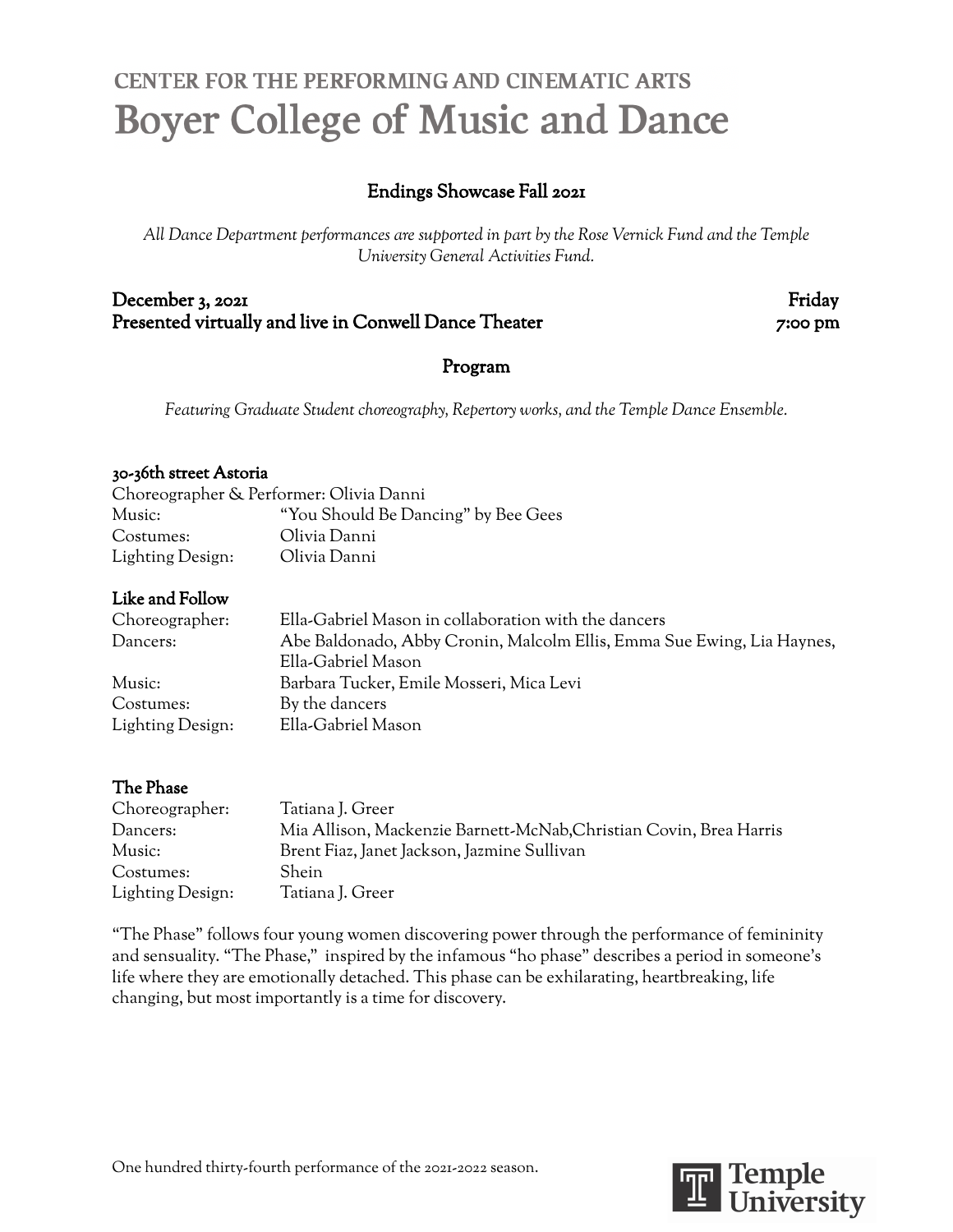CENTER FOR THE PERFORMING AND CINEMATIC ARTS

# Boyer College of Music and Dance

## Endings Showcase Fall 2021

*All Dance Department performances are supported in part by the Rose Vernick Fund and the Temple University General Activities Fund.*

**December 3, 2021** **Friday**
**Presented virtually and live in Conwell Dance Theater** **7:00 pm**

## Program

*Featuring Graduate Student choreography, Repertory works, and the Temple Dance Ensemble.*

### 30-36th street Astoria

Choreographer & Performer: Olivia Danni
Music: "You Should Be Dancing" by Bee Gees
Costumes: Olivia Danni
Lighting Design: Olivia Danni

### Like and Follow

Choreographer: Ella-Gabriel Mason in collaboration with the dancers
Dancers: Abe Baldonado, Abby Cronin, Malcolm Ellis, Emma Sue Ewing, Lia Haynes, Ella-Gabriel Mason
Music: Barbara Tucker, Emile Mosseri, Mica Levi
Costumes: By the dancers
Lighting Design: Ella-Gabriel Mason

### The Phase

Choreographer: Tatiana J. Greer
Dancers: Mia Allison, Mackenzie Barnett-McNab,Christian Covin, Brea Harris
Music: Brent Fiaz, Janet Jackson, Jazmine Sullivan
Costumes: Shein
Lighting Design: Tatiana J. Greer

"The Phase" follows four young women discovering power through the performance of femininity and sensuality. "The Phase," inspired by the infamous "ho phase" describes a period in someone's life where they are emotionally detached. This phase can be exhilarating, heartbreaking, life changing, but most importantly is a time for discovery.

One hundred thirty-fourth performance of the 2021-2022 season.

Temple University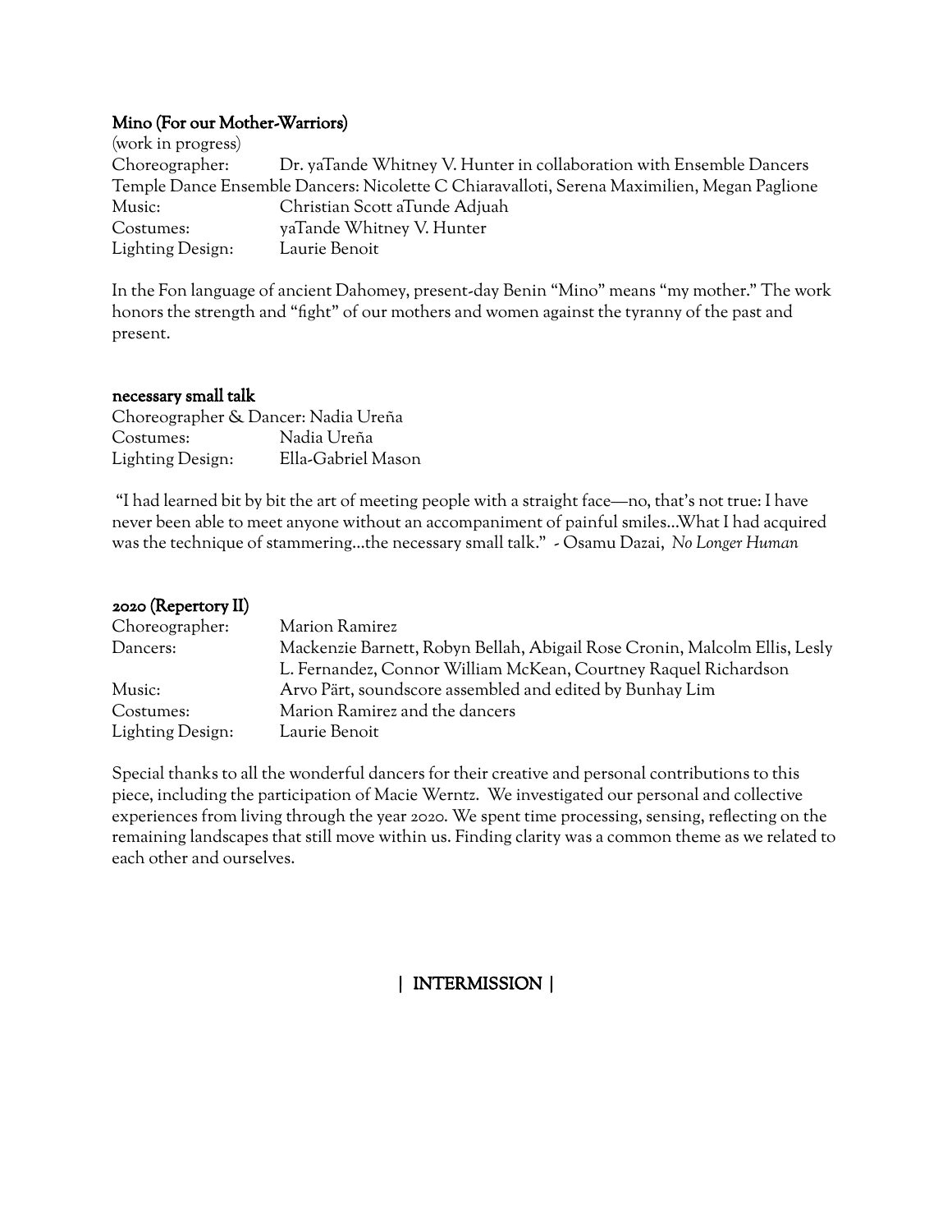### Mino (For our Mother-Warriors)

(work in progress)

Choreographer: Dr. yaTande Whitney V. Hunter in collaboration with Ensemble Dancers
Temple Dance Ensemble Dancers: Nicolette C Chiaravalloti, Serena Maximilien, Megan Paglione
Music: Christian Scott aTunde Adjuah
Costumes: yaTande Whitney V. Hunter
Lighting Design: Laurie Benoit

In the Fon language of ancient Dahomey, present-day Benin "Mino" means "my mother." The work honors the strength and "fight" of our mothers and women against the tyranny of the past and present.

### necessary small talk

Choreographer & Dancer: Nadia Ureña
Costumes: Nadia Ureña
Lighting Design: Ella-Gabriel Mason

"I had learned bit by bit the art of meeting people with a straight face—no, that's not true: I have never been able to meet anyone without an accompaniment of painful smiles…What I had acquired was the technique of stammering…the necessary small talk." - Osamu Dazai, *No Longer Human*

### 2020 (Repertory II)

Choreographer: Marion Ramirez
Dancers: Mackenzie Barnett, Robyn Bellah, Abigail Rose Cronin, Malcolm Ellis, Lesly L. Fernandez, Connor William McKean, Courtney Raquel Richardson
Music: Arvo Pärt, soundscore assembled and edited by Bunhay Lim
Costumes: Marion Ramirez and the dancers
Lighting Design: Laurie Benoit

Special thanks to all the wonderful dancers for their creative and personal contributions to this piece, including the participation of Macie Werntz. We investigated our personal and collective experiences from living through the year 2020. We spent time processing, sensing, reflecting on the remaining landscapes that still move within us. Finding clarity was a common theme as we related to each other and ourselves.

**| INTERMISSION |**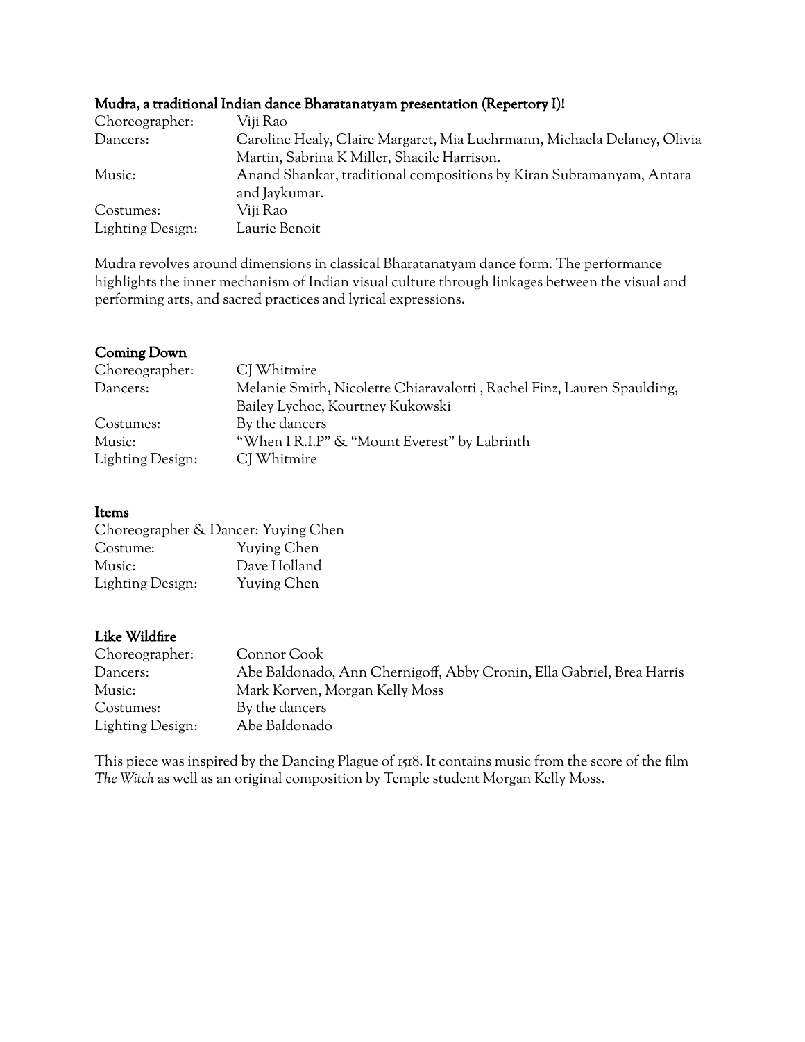**Mudra, a traditional Indian dance Bharatanatyam presentation (Repertory I)!**

| | |
|---|---|
| Choreographer: | Viji Rao |
| Dancers: | Caroline Healy, Claire Margaret, Mia Luehrmann, Michaela Delaney, Olivia Martin, Sabrina K Miller, Shacile Harrison. |
| Music: | Anand Shankar, traditional compositions by Kiran Subramanyam, Antara and Jaykumar. |
| Costumes: | Viji Rao |
| Lighting Design: | Laurie Benoit |

Mudra revolves around dimensions in classical Bharatanatyam dance form. The performance highlights the inner mechanism of Indian visual culture through linkages between the visual and performing arts, and sacred practices and lyrical expressions.

**Coming Down**

| | |
|---|---|
| Choreographer: | CJ Whitmire |
| Dancers: | Melanie Smith, Nicolette Chiaravalotti , Rachel Finz, Lauren Spaulding, Bailey Lychoc, Kourtney Kukowski |
| Costumes: | By the dancers |
| Music: | "When I R.I.P" & "Mount Everest" by Labrinth |
| Lighting Design: | CJ Whitmire |

**Items**

Choreographer & Dancer: Yuying Chen

| | |
|---|---|
| Costume: | Yuying Chen |
| Music: | Dave Holland |
| Lighting Design: | Yuying Chen |

**Like Wildfire**

| | |
|---|---|
| Choreographer: | Connor Cook |
| Dancers: | Abe Baldonado, Ann Chernigoff, Abby Cronin, Ella Gabriel, Brea Harris |
| Music: | Mark Korven, Morgan Kelly Moss |
| Costumes: | By the dancers |
| Lighting Design: | Abe Baldonado |

This piece was inspired by the Dancing Plague of 1518. It contains music from the score of the film *The Witch* as well as an original composition by Temple student Morgan Kelly Moss.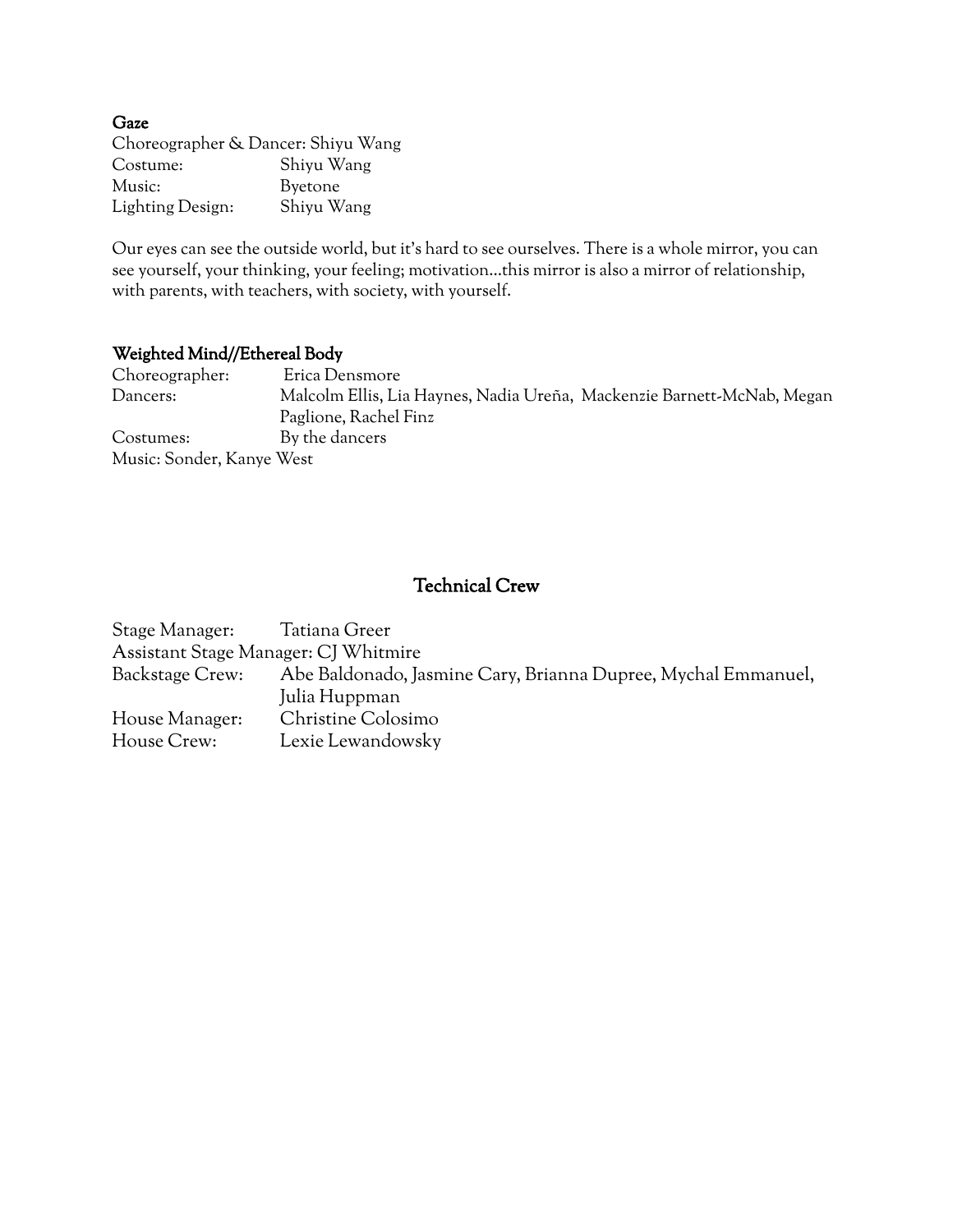**Gaze**

Choreographer & Dancer: Shiyu Wang
Costume: Shiyu Wang
Music: Byetone
Lighting Design: Shiyu Wang

Our eyes can see the outside world, but it's hard to see ourselves. There is a whole mirror, you can see yourself, your thinking, your feeling; motivation...this mirror is also a mirror of relationship, with parents, with teachers, with society, with yourself.

**Weighted Mind//Ethereal Body**

Choreographer: Erica Densmore
Dancers: Malcolm Ellis, Lia Haynes, Nadia Ureña, Mackenzie Barnett-McNab, Megan Paglione, Rachel Finz
Costumes: By the dancers
Music: Sonder, Kanye West

## Technical Crew

Stage Manager: Tatiana Greer
Assistant Stage Manager: CJ Whitmire
Backstage Crew: Abe Baldonado, Jasmine Cary, Brianna Dupree, Mychal Emmanuel, Julia Huppman
House Manager: Christine Colosimo
House Crew: Lexie Lewandowsky